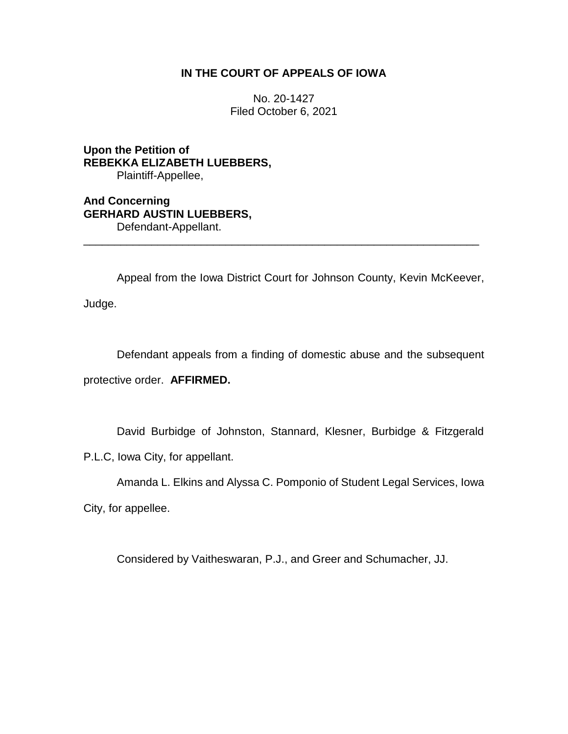# IN THE COURT OF APPEALS OF IOWA

No. 20-1427
Filed October 6, 2021

**Upon the Petition of**
**REBEKKA ELIZABETH LUEBBERS,**
Plaintiff-Appellee,

**And Concerning**
**GERHARD AUSTIN LUEBBERS,**
Defendant-Appellant.

---

Appeal from the Iowa District Court for Johnson County, Kevin McKeever, Judge.

Defendant appeals from a finding of domestic abuse and the subsequent protective order. **AFFIRMED.**

David Burbidge of Johnston, Stannard, Klesner, Burbidge & Fitzgerald P.L.C, Iowa City, for appellant.

Amanda L. Elkins and Alyssa C. Pomponio of Student Legal Services, Iowa City, for appellee.

Considered by Vaitheswaran, P.J., and Greer and Schumacher, JJ.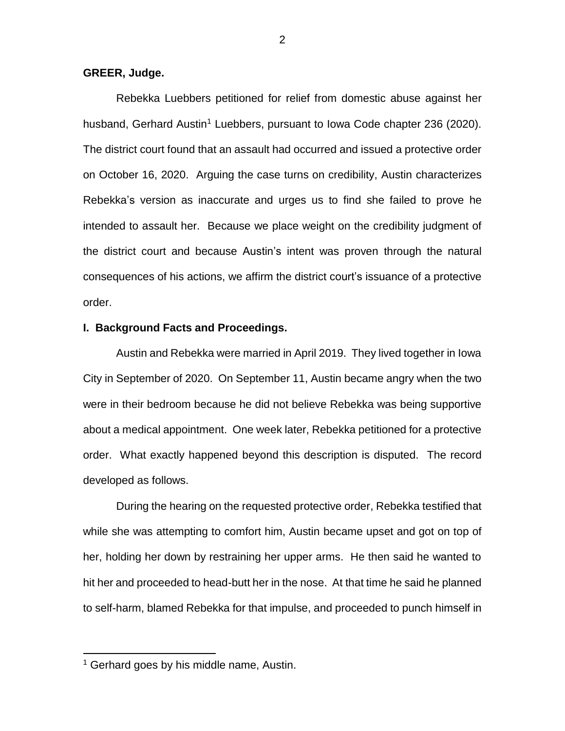**GREER, Judge.**

Rebekka Luebbers petitioned for relief from domestic abuse against her husband, Gerhard Austin[1] Luebbers, pursuant to Iowa Code chapter 236 (2020). The district court found that an assault had occurred and issued a protective order on October 16, 2020. Arguing the case turns on credibility, Austin characterizes Rebekka's version as inaccurate and urges us to find she failed to prove he intended to assault her. Because we place weight on the credibility judgment of the district court and because Austin's intent was proven through the natural consequences of his actions, we affirm the district court's issuance of a protective order.

**I. Background Facts and Proceedings.**

Austin and Rebekka were married in April 2019. They lived together in Iowa City in September of 2020. On September 11, Austin became angry when the two were in their bedroom because he did not believe Rebekka was being supportive about a medical appointment. One week later, Rebekka petitioned for a protective order. What exactly happened beyond this description is disputed. The record developed as follows.

During the hearing on the requested protective order, Rebekka testified that while she was attempting to comfort him, Austin became upset and got on top of her, holding her down by restraining her upper arms. He then said he wanted to hit her and proceeded to head-butt her in the nose. At that time he said he planned to self-harm, blamed Rebekka for that impulse, and proceeded to punch himself in

[1] Gerhard goes by his middle name, Austin.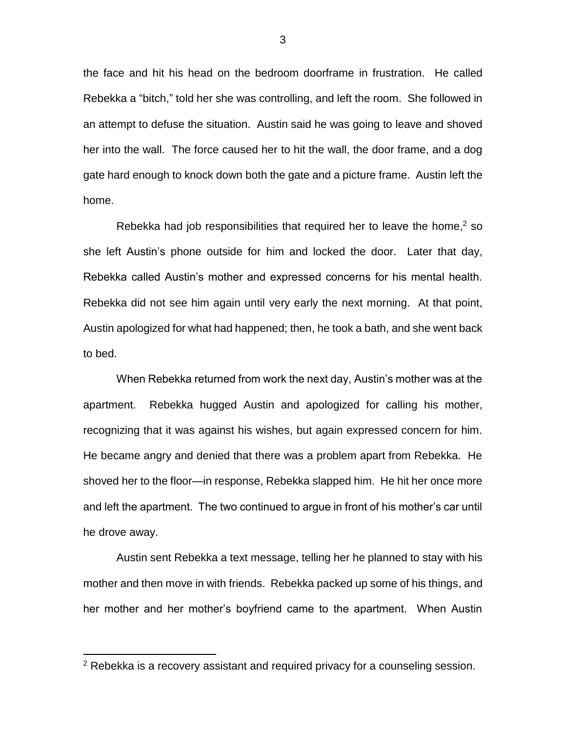the face and hit his head on the bedroom doorframe in frustration. He called Rebekka a "bitch," told her she was controlling, and left the room. She followed in an attempt to defuse the situation. Austin said he was going to leave and shoved her into the wall. The force caused her to hit the wall, the door frame, and a dog gate hard enough to knock down both the gate and a picture frame. Austin left the home.

Rebekka had job responsibilities that required her to leave the home,[2] so she left Austin's phone outside for him and locked the door. Later that day, Rebekka called Austin's mother and expressed concerns for his mental health. Rebekka did not see him again until very early the next morning. At that point, Austin apologized for what had happened; then, he took a bath, and she went back to bed.

When Rebekka returned from work the next day, Austin's mother was at the apartment. Rebekka hugged Austin and apologized for calling his mother, recognizing that it was against his wishes, but again expressed concern for him. He became angry and denied that there was a problem apart from Rebekka. He shoved her to the floor—in response, Rebekka slapped him. He hit her once more and left the apartment. The two continued to argue in front of his mother's car until he drove away.

Austin sent Rebekka a text message, telling her he planned to stay with his mother and then move in with friends. Rebekka packed up some of his things, and her mother and her mother's boyfriend came to the apartment. When Austin

---

[2] Rebekka is a recovery assistant and required privacy for a counseling session.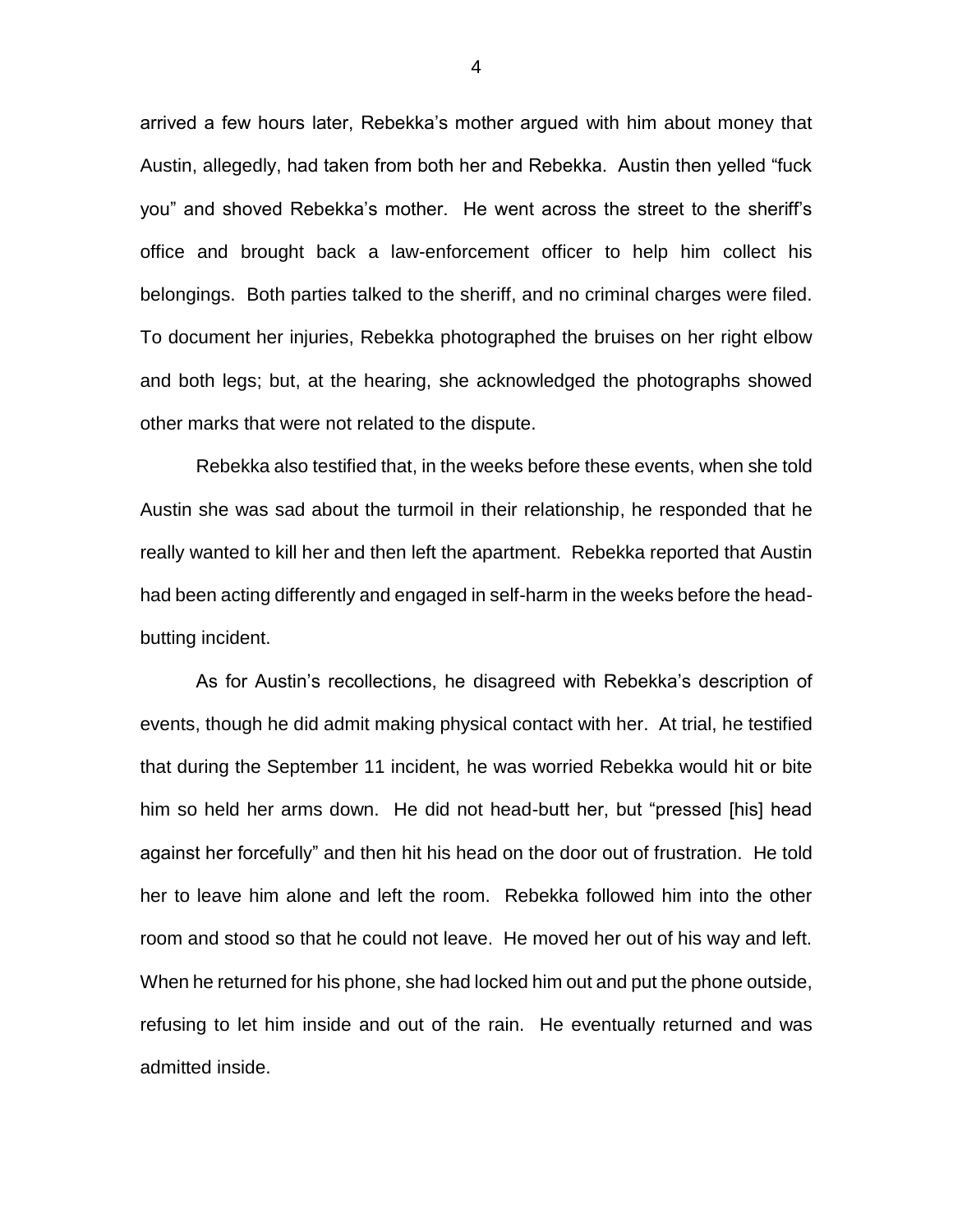arrived a few hours later, Rebekka's mother argued with him about money that Austin, allegedly, had taken from both her and Rebekka. Austin then yelled "fuck you" and shoved Rebekka's mother. He went across the street to the sheriff's office and brought back a law-enforcement officer to help him collect his belongings. Both parties talked to the sheriff, and no criminal charges were filed. To document her injuries, Rebekka photographed the bruises on her right elbow and both legs; but, at the hearing, she acknowledged the photographs showed other marks that were not related to the dispute.

Rebekka also testified that, in the weeks before these events, when she told Austin she was sad about the turmoil in their relationship, he responded that he really wanted to kill her and then left the apartment. Rebekka reported that Austin had been acting differently and engaged in self-harm in the weeks before the head-butting incident.

As for Austin's recollections, he disagreed with Rebekka's description of events, though he did admit making physical contact with her. At trial, he testified that during the September 11 incident, he was worried Rebekka would hit or bite him so held her arms down. He did not head-butt her, but "pressed [his] head against her forcefully" and then hit his head on the door out of frustration. He told her to leave him alone and left the room. Rebekka followed him into the other room and stood so that he could not leave. He moved her out of his way and left. When he returned for his phone, she had locked him out and put the phone outside, refusing to let him inside and out of the rain. He eventually returned and was admitted inside.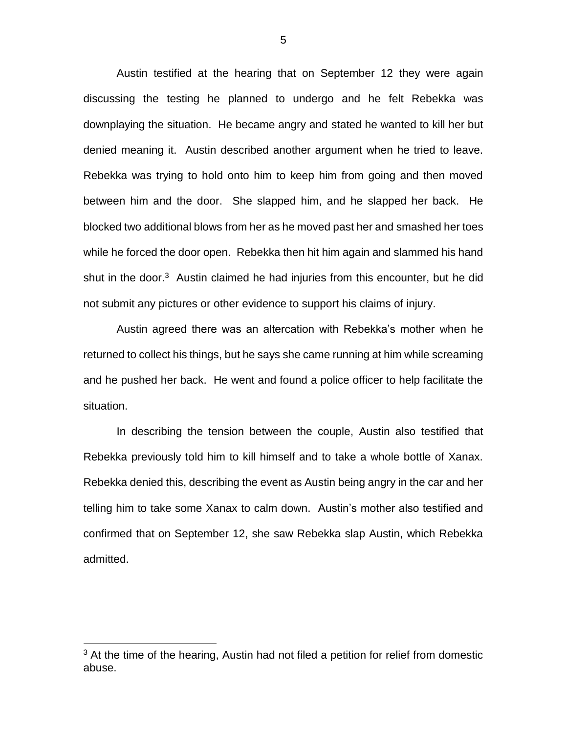Austin testified at the hearing that on September 12 they were again discussing the testing he planned to undergo and he felt Rebekka was downplaying the situation. He became angry and stated he wanted to kill her but denied meaning it. Austin described another argument when he tried to leave. Rebekka was trying to hold onto him to keep him from going and then moved between him and the door. She slapped him, and he slapped her back. He blocked two additional blows from her as he moved past her and smashed her toes while he forced the door open. Rebekka then hit him again and slammed his hand shut in the door.[3] Austin claimed he had injuries from this encounter, but he did not submit any pictures or other evidence to support his claims of injury.

Austin agreed there was an altercation with Rebekka's mother when he returned to collect his things, but he says she came running at him while screaming and he pushed her back. He went and found a police officer to help facilitate the situation.

In describing the tension between the couple, Austin also testified that Rebekka previously told him to kill himself and to take a whole bottle of Xanax. Rebekka denied this, describing the event as Austin being angry in the car and her telling him to take some Xanax to calm down. Austin's mother also testified and confirmed that on September 12, she saw Rebekka slap Austin, which Rebekka admitted.

[3] At the time of the hearing, Austin had not filed a petition for relief from domestic abuse.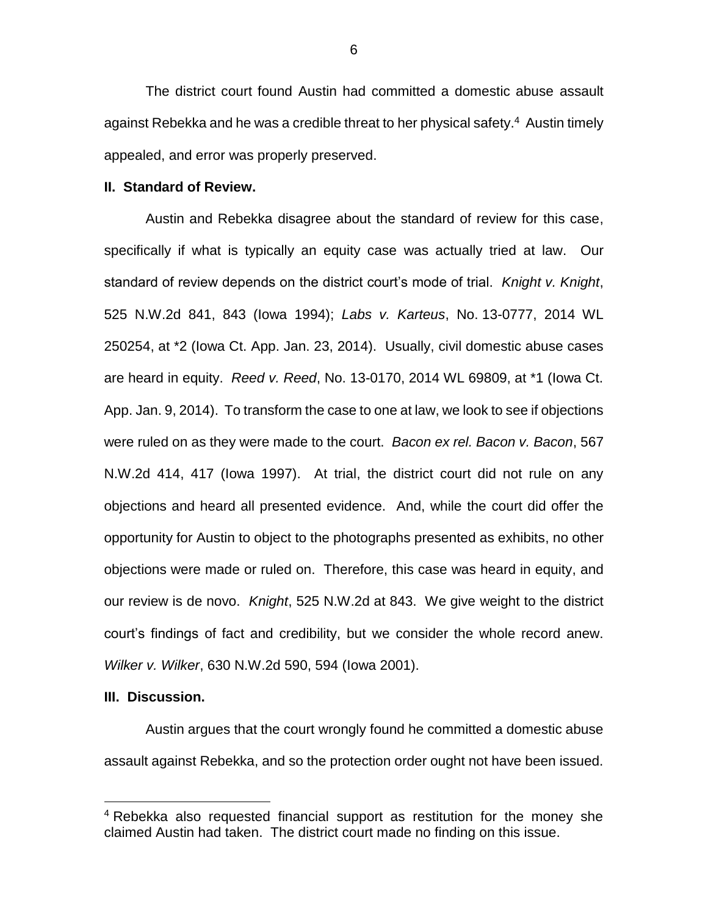The district court found Austin had committed a domestic abuse assault against Rebekka and he was a credible threat to her physical safety.[4] Austin timely appealed, and error was properly preserved.

## II. Standard of Review.

Austin and Rebekka disagree about the standard of review for this case, specifically if what is typically an equity case was actually tried at law. Our standard of review depends on the district court's mode of trial. *Knight v. Knight*, 525 N.W.2d 841, 843 (Iowa 1994); *Labs v. Karteus*, No. 13-0777, 2014 WL 250254, at *2 (Iowa Ct. App. Jan. 23, 2014). Usually, civil domestic abuse cases are heard in equity. *Reed v. Reed*, No. 13-0170, 2014 WL 69809, at *1 (Iowa Ct. App. Jan. 9, 2014). To transform the case to one at law, we look to see if objections were ruled on as they were made to the court. *Bacon ex rel. Bacon v. Bacon*, 567 N.W.2d 414, 417 (Iowa 1997). At trial, the district court did not rule on any objections and heard all presented evidence. And, while the court did offer the opportunity for Austin to object to the photographs presented as exhibits, no other objections were made or ruled on. Therefore, this case was heard in equity, and our review is de novo. *Knight*, 525 N.W.2d at 843. We give weight to the district court's findings of fact and credibility, but we consider the whole record anew. *Wilker v. Wilker*, 630 N.W.2d 590, 594 (Iowa 2001).

## III. Discussion.

Austin argues that the court wrongly found he committed a domestic abuse assault against Rebekka, and so the protection order ought not have been issued.

---

[4] Rebekka also requested financial support as restitution for the money she claimed Austin had taken. The district court made no finding on this issue.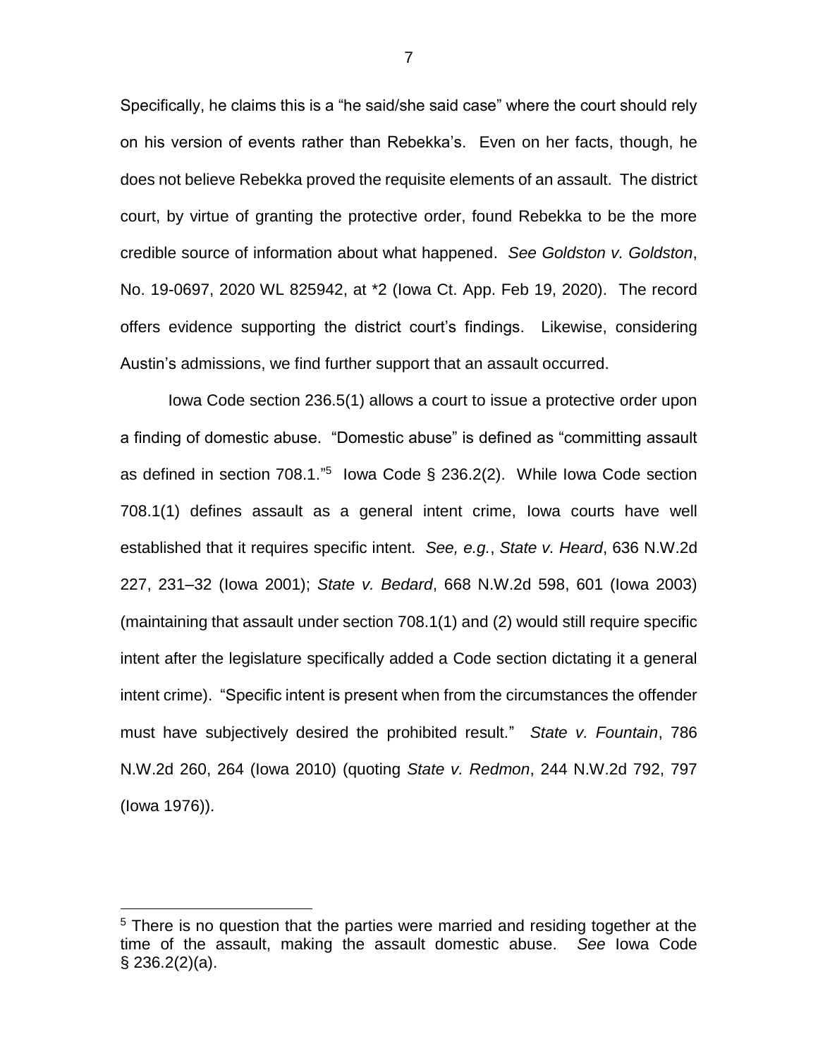Specifically, he claims this is a "he said/she said case" where the court should rely on his version of events rather than Rebekka's. Even on her facts, though, he does not believe Rebekka proved the requisite elements of an assault. The district court, by virtue of granting the protective order, found Rebekka to be the more credible source of information about what happened. *See Goldston v. Goldston*, No. 19-0697, 2020 WL 825942, at *2 (Iowa Ct. App. Feb 19, 2020). The record offers evidence supporting the district court's findings. Likewise, considering Austin's admissions, we find further support that an assault occurred.

Iowa Code section 236.5(1) allows a court to issue a protective order upon a finding of domestic abuse. "Domestic abuse" is defined as "committing assault as defined in section 708.1."[5] Iowa Code § 236.2(2). While Iowa Code section 708.1(1) defines assault as a general intent crime, Iowa courts have well established that it requires specific intent. *See, e.g.*, *State v. Heard*, 636 N.W.2d 227, 231–32 (Iowa 2001); *State v. Bedard*, 668 N.W.2d 598, 601 (Iowa 2003) (maintaining that assault under section 708.1(1) and (2) would still require specific intent after the legislature specifically added a Code section dictating it a general intent crime). "Specific intent is present when from the circumstances the offender must have subjectively desired the prohibited result." *State v. Fountain*, 786 N.W.2d 260, 264 (Iowa 2010) (quoting *State v. Redmon*, 244 N.W.2d 792, 797 (Iowa 1976)).

[5] There is no question that the parties were married and residing together at the time of the assault, making the assault domestic abuse. *See* Iowa Code § 236.2(2)(a).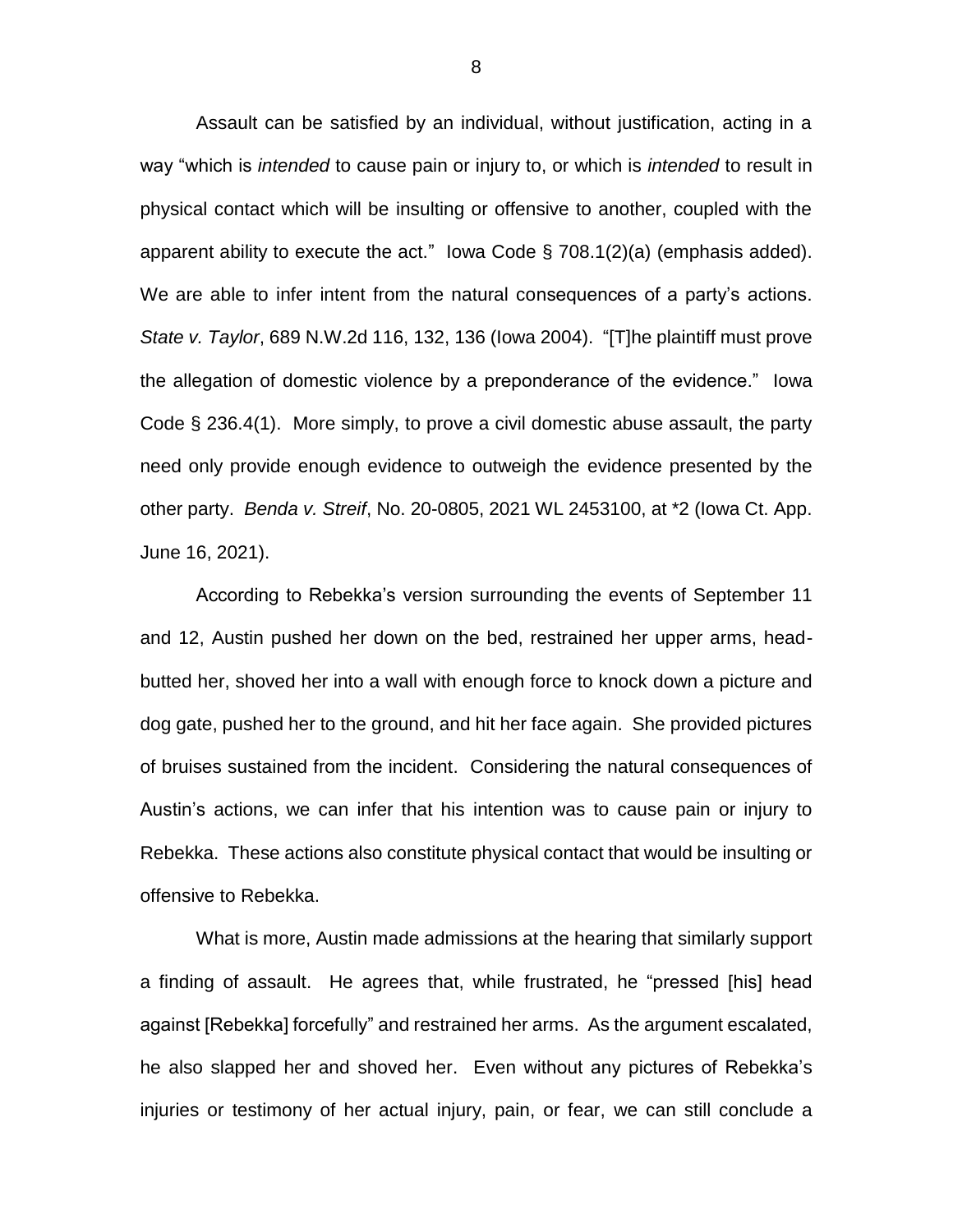Assault can be satisfied by an individual, without justification, acting in a way "which is *intended* to cause pain or injury to, or which is *intended* to result in physical contact which will be insulting or offensive to another, coupled with the apparent ability to execute the act." Iowa Code § 708.1(2)(a) (emphasis added). We are able to infer intent from the natural consequences of a party's actions. *State v. Taylor*, 689 N.W.2d 116, 132, 136 (Iowa 2004). "[T]he plaintiff must prove the allegation of domestic violence by a preponderance of the evidence." Iowa Code § 236.4(1). More simply, to prove a civil domestic abuse assault, the party need only provide enough evidence to outweigh the evidence presented by the other party. *Benda v. Streif*, No. 20-0805, 2021 WL 2453100, at *2 (Iowa Ct. App. June 16, 2021).

According to Rebekka's version surrounding the events of September 11 and 12, Austin pushed her down on the bed, restrained her upper arms, head-butted her, shoved her into a wall with enough force to knock down a picture and dog gate, pushed her to the ground, and hit her face again. She provided pictures of bruises sustained from the incident. Considering the natural consequences of Austin's actions, we can infer that his intention was to cause pain or injury to Rebekka. These actions also constitute physical contact that would be insulting or offensive to Rebekka.

What is more, Austin made admissions at the hearing that similarly support a finding of assault. He agrees that, while frustrated, he "pressed [his] head against [Rebekka] forcefully" and restrained her arms. As the argument escalated, he also slapped her and shoved her. Even without any pictures of Rebekka's injuries or testimony of her actual injury, pain, or fear, we can still conclude a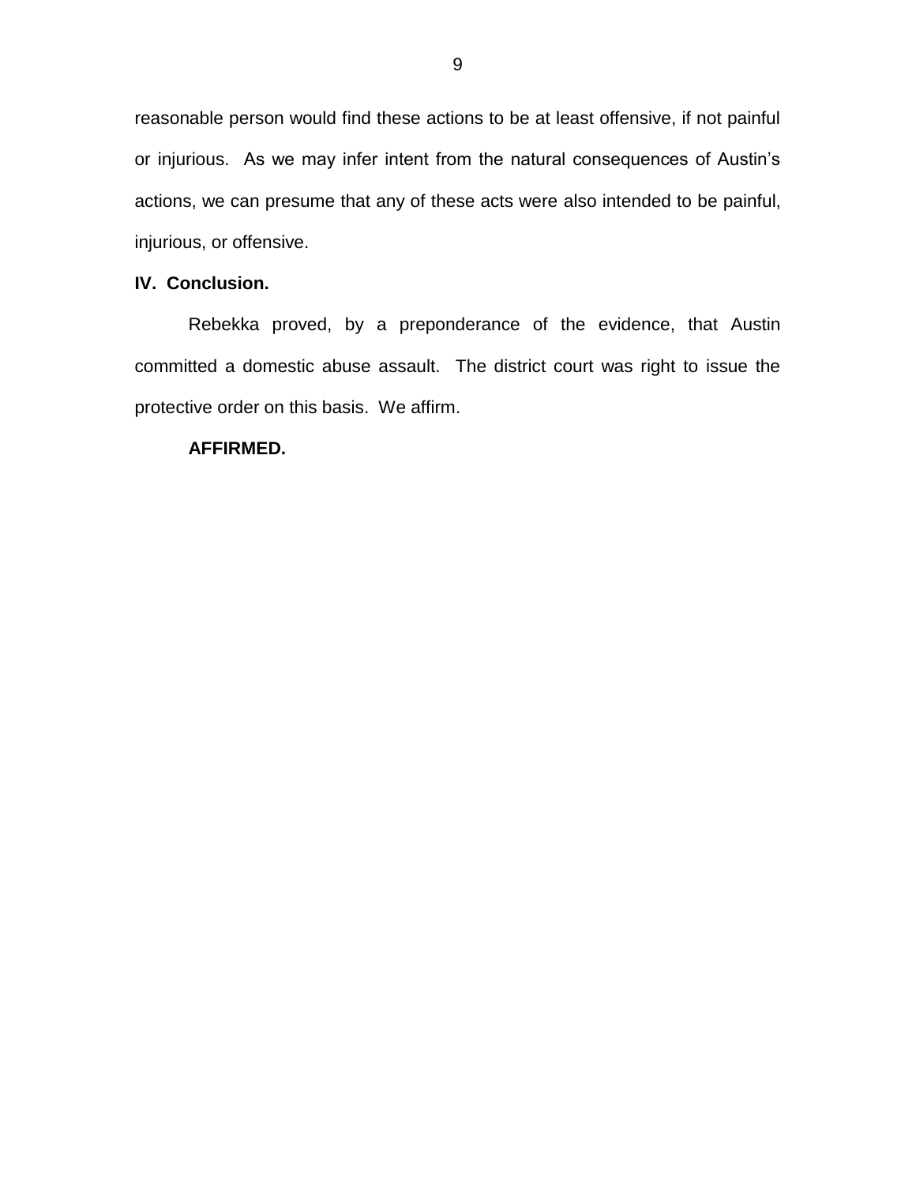reasonable person would find these actions to be at least offensive, if not painful or injurious. As we may infer intent from the natural consequences of Austin's actions, we can presume that any of these acts were also intended to be painful, injurious, or offensive.

## IV. Conclusion.

Rebekka proved, by a preponderance of the evidence, that Austin committed a domestic abuse assault. The district court was right to issue the protective order on this basis. We affirm.

**AFFIRMED.**